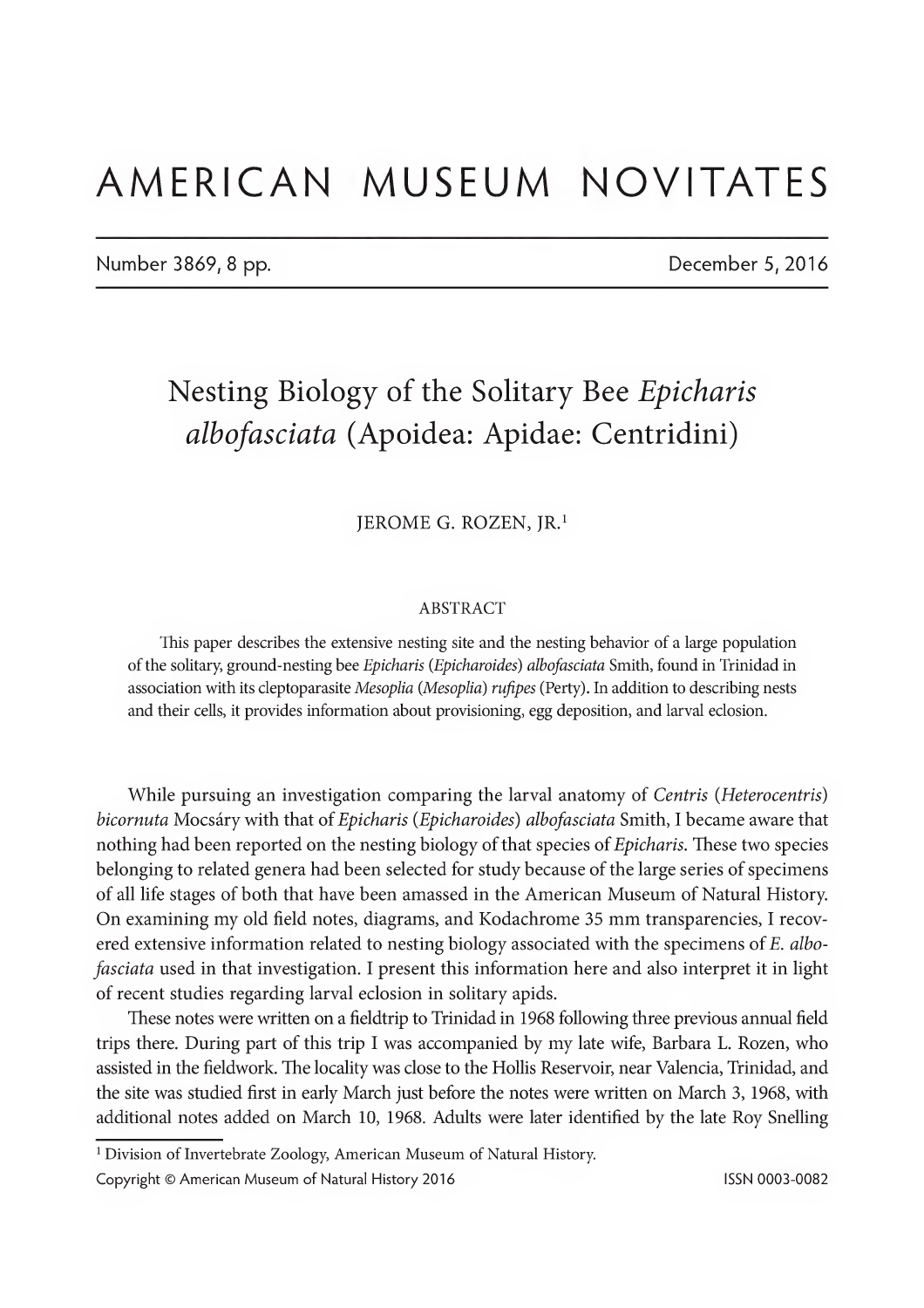# AMERICAN MUSEUM NOVITATES

Number 3869, 8 pp. December 5, 2016

## Nesting Biology of the Solitary Bee *Epicharis albofasciata* (Apoidea: Apidae: Centridini)

JEROME G. ROZEN, JR.[1]

### ABSTRACT

This paper describes the extensive nesting site and the nesting behavior of a large population of the solitary, ground-nesting bee *Epicharis* (*Epicharoides*) *albofasciata* Smith, found in Trinidad in association with its cleptoparasite *Mesoplia* (*Mesoplia*) *rufipes* (Perty). In addition to describing nests and their cells, it provides information about provisioning, egg deposition, and larval eclosion.

While pursuing an investigation comparing the larval anatomy of *Centris* (*Heterocentris*) *bicornuta* Mocsáry with that of *Epicharis* (*Epicharoides*) *albofasciata* Smith, I became aware that nothing had been reported on the nesting biology of that species of *Epicharis*. These two species belonging to related genera had been selected for study because of the large series of specimens of all life stages of both that have been amassed in the American Museum of Natural History. On examining my old field notes, diagrams, and Kodachrome 35 mm transparencies, I recovered extensive information related to nesting biology associated with the specimens of *E. albofasciata* used in that investigation. I present this information here and also interpret it in light of recent studies regarding larval eclosion in solitary apids.

These notes were written on a fieldtrip to Trinidad in 1968 following three previous annual field trips there. During part of this trip I was accompanied by my late wife, Barbara L. Rozen, who assisted in the fieldwork. The locality was close to the Hollis Reservoir, near Valencia, Trinidad, and the site was studied first in early March just before the notes were written on March 3, 1968, with additional notes added on March 10, 1968. Adults were later identified by the late Roy Snelling

[1] Division of Invertebrate Zoology, American Museum of Natural History.

Copyright © American Museum of Natural History 2016 ISSN 0003-0082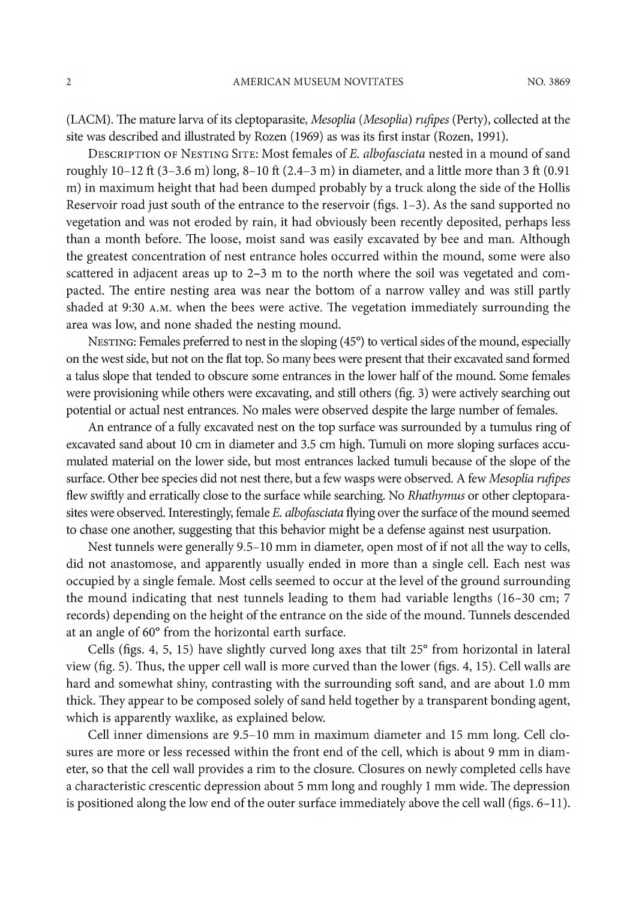(LACM). The mature larva of its cleptoparasite, *Mesoplia* (*Mesoplia*) *rufipes* (Perty), collected at the site was described and illustrated by Rozen (1969) as was its first instar (Rozen, 1991).

Description of Nesting Site: Most females of *E. albofasciata* nested in a mound of sand roughly 10–12 ft (3–3.6 m) long, 8–10 ft (2.4–3 m) in diameter, and a little more than 3 ft (0.91 m) in maximum height that had been dumped probably by a truck along the side of the Hollis Reservoir road just south of the entrance to the reservoir (figs. 1–3). As the sand supported no vegetation and was not eroded by rain, it had obviously been recently deposited, perhaps less than a month before. The loose, moist sand was easily excavated by bee and man. Although the greatest concentration of nest entrance holes occurred within the mound, some were also scattered in adjacent areas up to 2–3 m to the north where the soil was vegetated and compacted. The entire nesting area was near the bottom of a narrow valley and was still partly shaded at 9:30 a.m. when the bees were active. The vegetation immediately surrounding the area was low, and none shaded the nesting mound.

Nesting: Females preferred to nest in the sloping (45°) to vertical sides of the mound, especially on the west side, but not on the flat top. So many bees were present that their excavated sand formed a talus slope that tended to obscure some entrances in the lower half of the mound. Some females were provisioning while others were excavating, and still others (fig. 3) were actively searching out potential or actual nest entrances. No males were observed despite the large number of females.

An entrance of a fully excavated nest on the top surface was surrounded by a tumulus ring of excavated sand about 10 cm in diameter and 3.5 cm high. Tumuli on more sloping surfaces accumulated material on the lower side, but most entrances lacked tumuli because of the slope of the surface. Other bee species did not nest there, but a few wasps were observed. A few *Mesoplia rufipes* flew swiftly and erratically close to the surface while searching. No *Rhathymus* or other cleptoparasites were observed. Interestingly, female *E. albofasciata* flying over the surface of the mound seemed to chase one another, suggesting that this behavior might be a defense against nest usurpation.

Nest tunnels were generally 9.5–10 mm in diameter, open most of if not all the way to cells, did not anastomose, and apparently usually ended in more than a single cell. Each nest was occupied by a single female. Most cells seemed to occur at the level of the ground surrounding the mound indicating that nest tunnels leading to them had variable lengths (16–30 cm; 7 records) depending on the height of the entrance on the side of the mound. Tunnels descended at an angle of 60° from the horizontal earth surface.

Cells (figs. 4, 5, 15) have slightly curved long axes that tilt 25° from horizontal in lateral view (fig. 5). Thus, the upper cell wall is more curved than the lower (figs. 4, 15). Cell walls are hard and somewhat shiny, contrasting with the surrounding soft sand, and are about 1.0 mm thick. They appear to be composed solely of sand held together by a transparent bonding agent, which is apparently waxlike, as explained below.

Cell inner dimensions are 9.5–10 mm in maximum diameter and 15 mm long. Cell closures are more or less recessed within the front end of the cell, which is about 9 mm in diameter, so that the cell wall provides a rim to the closure. Closures on newly completed cells have a characteristic crescentic depression about 5 mm long and roughly 1 mm wide. The depression is positioned along the low end of the outer surface immediately above the cell wall (figs. 6–11).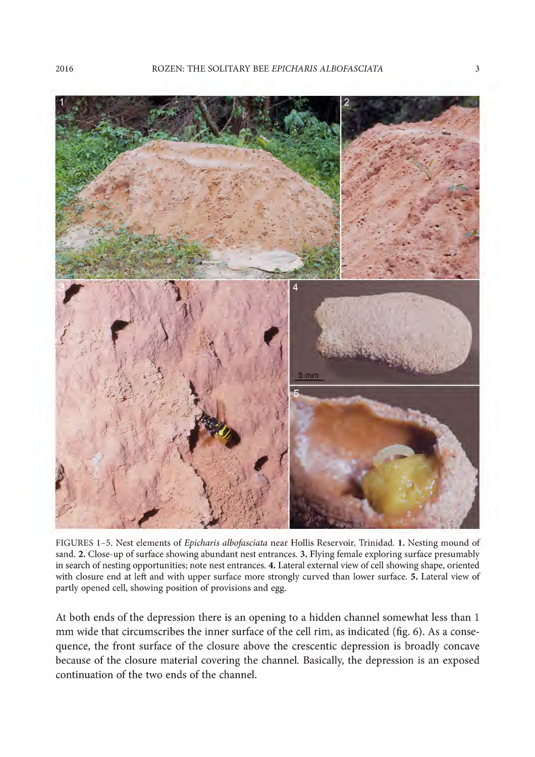FIGURES 1–5. Nest elements of *Epicharis albofasciata* near Hollis Reservoir, Trinidad. **1.** Nesting mound of sand. **2.** Close-up of surface showing abundant nest entrances. **3.** Flying female exploring surface presumably in search of nesting opportunities; note nest entrances. **4.** Lateral external view of cell showing shape, oriented with closure end at left and with upper surface more strongly curved than lower surface. **5.** Lateral view of partly opened cell, showing position of provisions and egg.

At both ends of the depression there is an opening to a hidden channel somewhat less than 1 mm wide that circumscribes the inner surface of the cell rim, as indicated (fig. 6). As a consequence, the front surface of the closure above the crescentic depression is broadly concave because of the closure material covering the channel. Basically, the depression is an exposed continuation of the two ends of the channel.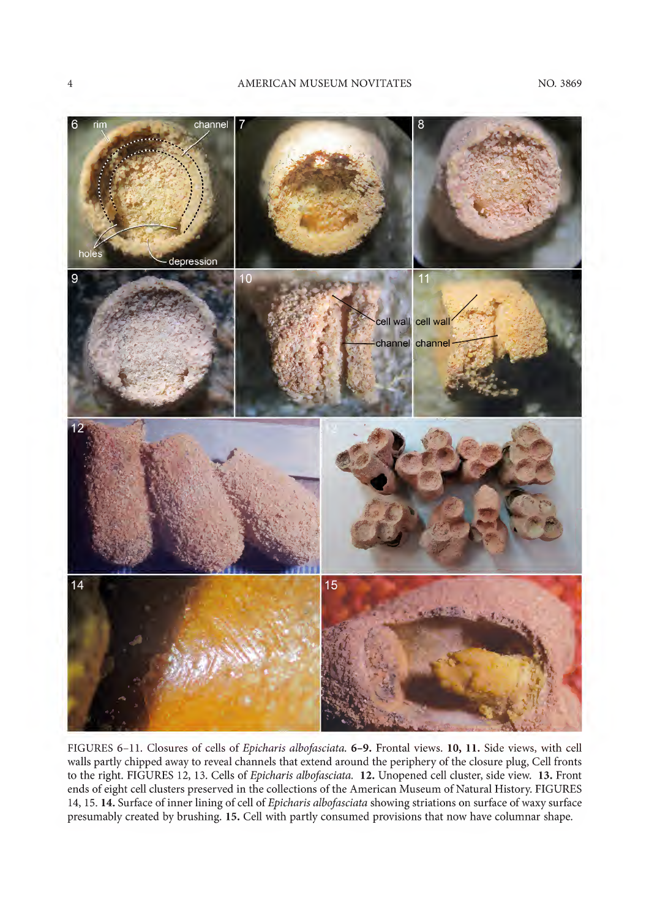FIGURES 6–11. Closures of cells of *Epicharis albofasciata*. **6–9.** Frontal views. **10, 11.** Side views, with cell walls partly chipped away to reveal channels that extend around the periphery of the closure plug, Cell fronts to the right. FIGURES 12, 13. Cells of *Epicharis albofasciata*. **12.** Unopened cell cluster, side view. **13.** Front ends of eight cell clusters preserved in the collections of the American Museum of Natural History. FIGURES 14, 15. **14.** Surface of inner lining of cell of *Epicharis albofasciata* showing striations on surface of waxy surface presumably created by brushing. **15.** Cell with partly consumed provisions that now have columnar shape.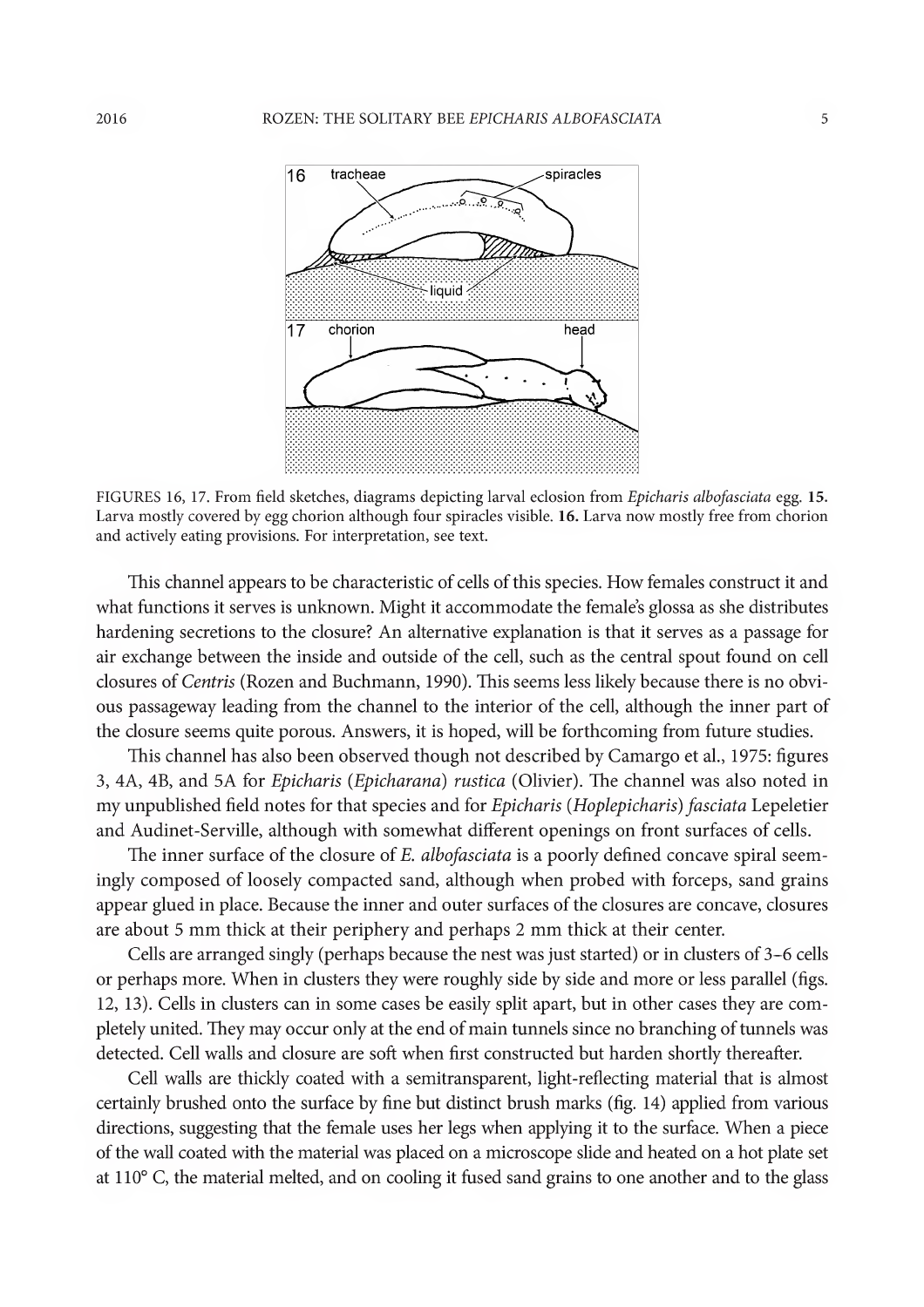FIGURES 16, 17. From field sketches, diagrams depicting larval eclosion from *Epicharis albofasciata* egg. **15.** Larva mostly covered by egg chorion although four spiracles visible. **16.** Larva now mostly free from chorion and actively eating provisions. For interpretation, see text.

This channel appears to be characteristic of cells of this species. How females construct it and what functions it serves is unknown. Might it accommodate the female's glossa as she distributes hardening secretions to the closure? An alternative explanation is that it serves as a passage for air exchange between the inside and outside of the cell, such as the central spout found on cell closures of *Centris* (Rozen and Buchmann, 1990). This seems less likely because there is no obvious passageway leading from the channel to the interior of the cell, although the inner part of the closure seems quite porous. Answers, it is hoped, will be forthcoming from future studies.

This channel has also been observed though not described by Camargo et al., 1975: figures 3, 4A, 4B, and 5A for *Epicharis* (*Epicharana*) *rustica* (Olivier). The channel was also noted in my unpublished field notes for that species and for *Epicharis* (*Hoplepicharis*) *fasciata* Lepeletier and Audinet-Serville, although with somewhat different openings on front surfaces of cells.

The inner surface of the closure of *E. albofasciata* is a poorly defined concave spiral seemingly composed of loosely compacted sand, although when probed with forceps, sand grains appear glued in place. Because the inner and outer surfaces of the closures are concave, closures are about 5 mm thick at their periphery and perhaps 2 mm thick at their center.

Cells are arranged singly (perhaps because the nest was just started) or in clusters of 3–6 cells or perhaps more. When in clusters they were roughly side by side and more or less parallel (figs. 12, 13). Cells in clusters can in some cases be easily split apart, but in other cases they are completely united. They may occur only at the end of main tunnels since no branching of tunnels was detected. Cell walls and closure are soft when first constructed but harden shortly thereafter.

Cell walls are thickly coated with a semitransparent, light-reflecting material that is almost certainly brushed onto the surface by fine but distinct brush marks (fig. 14) applied from various directions, suggesting that the female uses her legs when applying it to the surface. When a piece of the wall coated with the material was placed on a microscope slide and heated on a hot plate set at 110° C, the material melted, and on cooling it fused sand grains to one another and to the glass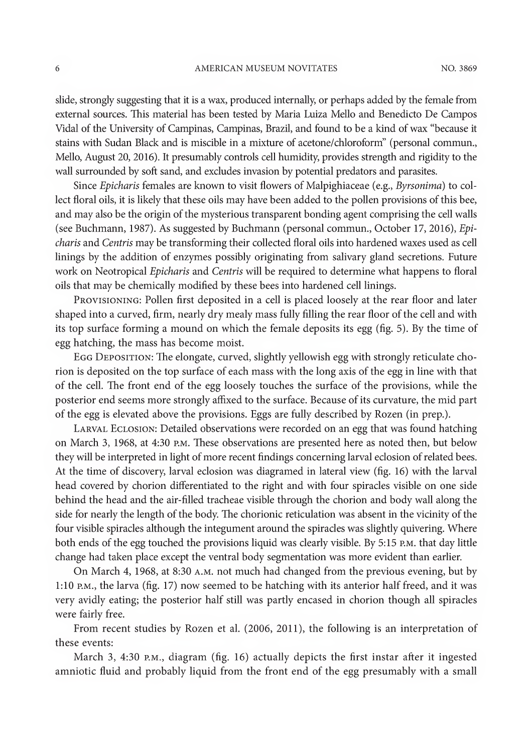slide, strongly suggesting that it is a wax, produced internally, or perhaps added by the female from external sources. This material has been tested by Maria Luiza Mello and Benedicto De Campos Vidal of the University of Campinas, Campinas, Brazil, and found to be a kind of wax "because it stains with Sudan Black and is miscible in a mixture of acetone/chloroform" (personal commun., Mello, August 20, 2016). It presumably controls cell humidity, provides strength and rigidity to the wall surrounded by soft sand, and excludes invasion by potential predators and parasites.

Since *Epicharis* females are known to visit flowers of Malpighiaceae (e.g., *Byrsonima*) to collect floral oils, it is likely that these oils may have been added to the pollen provisions of this bee, and may also be the origin of the mysterious transparent bonding agent comprising the cell walls (see Buchmann, 1987). As suggested by Buchmann (personal commun., October 17, 2016), *Epicharis* and *Centris* may be transforming their collected floral oils into hardened waxes used as cell linings by the addition of enzymes possibly originating from salivary gland secretions. Future work on Neotropical *Epicharis* and *Centris* will be required to determine what happens to floral oils that may be chemically modified by these bees into hardened cell linings.

Provisioning: Pollen first deposited in a cell is placed loosely at the rear floor and later shaped into a curved, firm, nearly dry mealy mass fully filling the rear floor of the cell and with its top surface forming a mound on which the female deposits its egg (fig. 5). By the time of egg hatching, the mass has become moist.

Egg Deposition: The elongate, curved, slightly yellowish egg with strongly reticulate chorion is deposited on the top surface of each mass with the long axis of the egg in line with that of the cell. The front end of the egg loosely touches the surface of the provisions, while the posterior end seems more strongly affixed to the surface. Because of its curvature, the mid part of the egg is elevated above the provisions. Eggs are fully described by Rozen (in prep.).

Larval Eclosion: Detailed observations were recorded on an egg that was found hatching on March 3, 1968, at 4:30 p.m. These observations are presented here as noted then, but below they will be interpreted in light of more recent findings concerning larval eclosion of related bees. At the time of discovery, larval eclosion was diagramed in lateral view (fig. 16) with the larval head covered by chorion differentiated to the right and with four spiracles visible on one side behind the head and the air-filled tracheae visible through the chorion and body wall along the side for nearly the length of the body. The chorionic reticulation was absent in the vicinity of the four visible spiracles although the integument around the spiracles was slightly quivering. Where both ends of the egg touched the provisions liquid was clearly visible. By 5:15 p.m. that day little change had taken place except the ventral body segmentation was more evident than earlier.

On March 4, 1968, at 8:30 a.m. not much had changed from the previous evening, but by 1:10 p.m., the larva (fig. 17) now seemed to be hatching with its anterior half freed, and it was very avidly eating; the posterior half still was partly encased in chorion though all spiracles were fairly free.

From recent studies by Rozen et al. (2006, 2011), the following is an interpretation of these events:

March 3, 4:30 p.m., diagram (fig. 16) actually depicts the first instar after it ingested amniotic fluid and probably liquid from the front end of the egg presumably with a small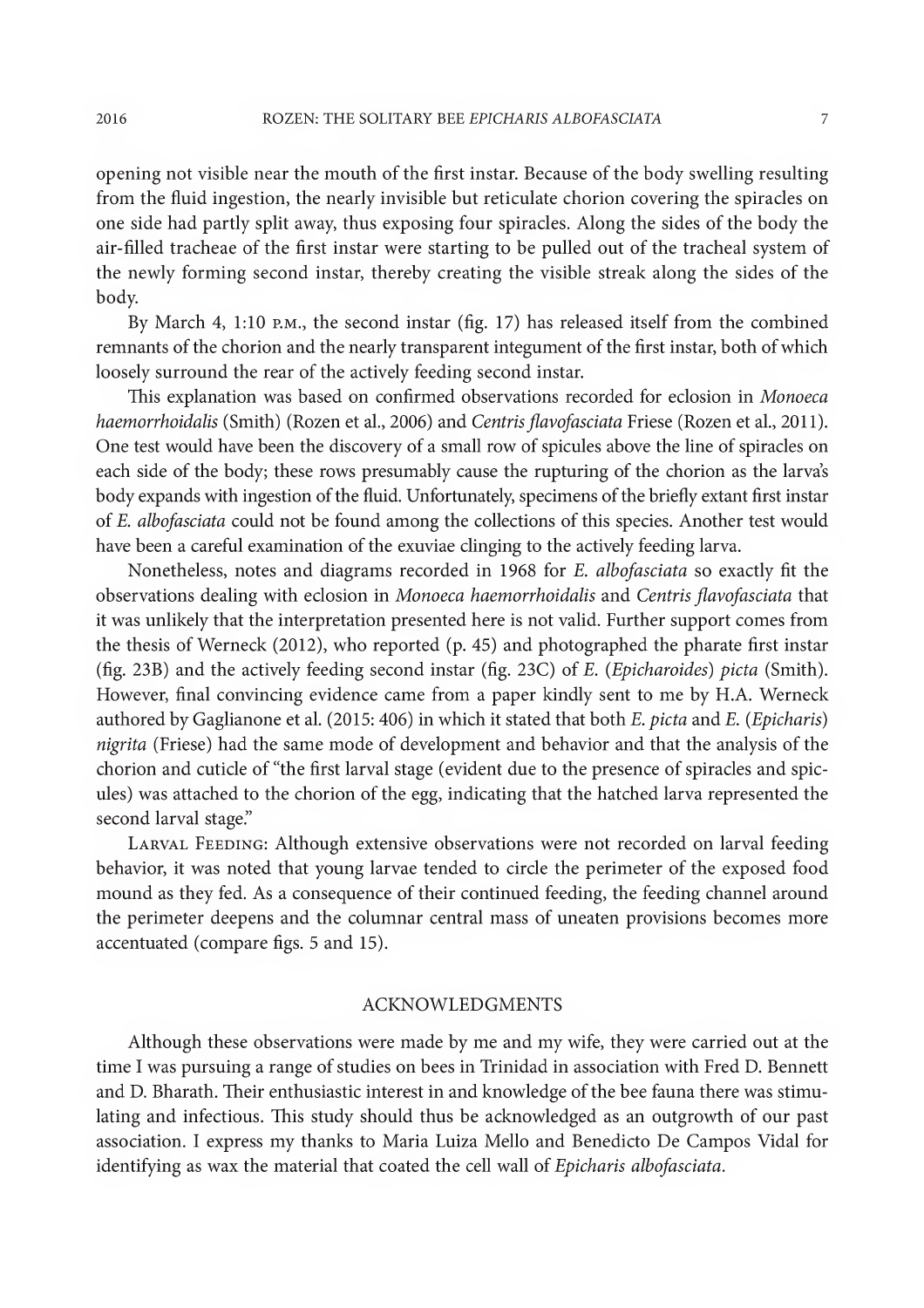opening not visible near the mouth of the first instar. Because of the body swelling resulting from the fluid ingestion, the nearly invisible but reticulate chorion covering the spiracles on one side had partly split away, thus exposing four spiracles. Along the sides of the body the air-filled tracheae of the first instar were starting to be pulled out of the tracheal system of the newly forming second instar, thereby creating the visible streak along the sides of the body.

By March 4, 1:10 P.M., the second instar (fig. 17) has released itself from the combined remnants of the chorion and the nearly transparent integument of the first instar, both of which loosely surround the rear of the actively feeding second instar.

This explanation was based on confirmed observations recorded for eclosion in *Monoeca haemorrhoidalis* (Smith) (Rozen et al., 2006) and *Centris flavofasciata* Friese (Rozen et al., 2011). One test would have been the discovery of a small row of spicules above the line of spiracles on each side of the body; these rows presumably cause the rupturing of the chorion as the larva's body expands with ingestion of the fluid. Unfortunately, specimens of the briefly extant first instar of *E. albofasciata* could not be found among the collections of this species. Another test would have been a careful examination of the exuviae clinging to the actively feeding larva.

Nonetheless, notes and diagrams recorded in 1968 for *E. albofasciata* so exactly fit the observations dealing with eclosion in *Monoeca haemorrhoidalis* and *Centris flavofasciata* that it was unlikely that the interpretation presented here is not valid. Further support comes from the thesis of Werneck (2012), who reported (p. 45) and photographed the pharate first instar (fig. 23B) and the actively feeding second instar (fig. 23C) of *E.* (*Epicharoides*) *picta* (Smith). However, final convincing evidence came from a paper kindly sent to me by H.A. Werneck authored by Gaglianone et al. (2015: 406) in which it stated that both *E. picta* and *E.* (*Epicharis*) *nigrita* (Friese) had the same mode of development and behavior and that the analysis of the chorion and cuticle of "the first larval stage (evident due to the presence of spiracles and spicules) was attached to the chorion of the egg, indicating that the hatched larva represented the second larval stage."

LARVAL FEEDING: Although extensive observations were not recorded on larval feeding behavior, it was noted that young larvae tended to circle the perimeter of the exposed food mound as they fed. As a consequence of their continued feeding, the feeding channel around the perimeter deepens and the columnar central mass of uneaten provisions becomes more accentuated (compare figs. 5 and 15).

## ACKNOWLEDGMENTS

Although these observations were made by me and my wife, they were carried out at the time I was pursuing a range of studies on bees in Trinidad in association with Fred D. Bennett and D. Bharath. Their enthusiastic interest in and knowledge of the bee fauna there was stimulating and infectious. This study should thus be acknowledged as an outgrowth of our past association. I express my thanks to Maria Luiza Mello and Benedicto De Campos Vidal for identifying as wax the material that coated the cell wall of *Epicharis albofasciata*.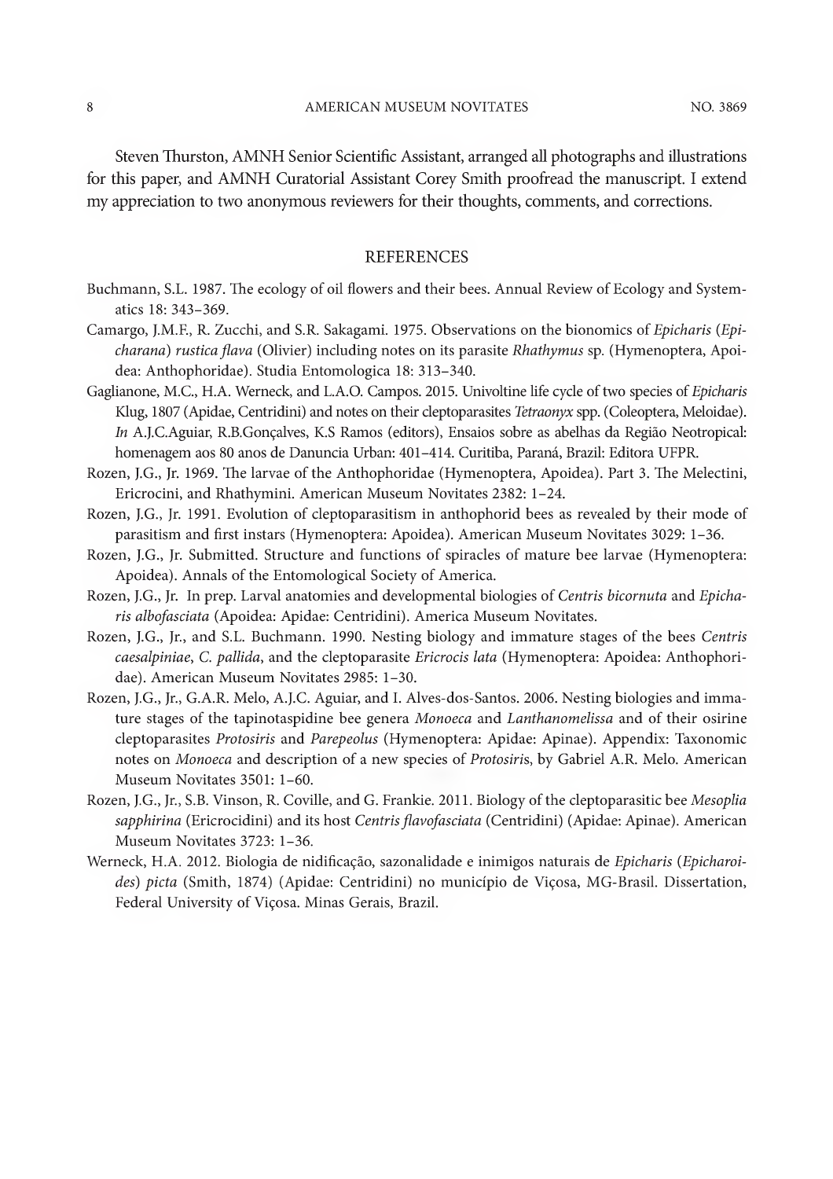Steven Thurston, AMNH Senior Scientific Assistant, arranged all photographs and illustrations for this paper, and AMNH Curatorial Assistant Corey Smith proofread the manuscript. I extend my appreciation to two anonymous reviewers for their thoughts, comments, and corrections.

## REFERENCES

Buchmann, S.L. 1987. The ecology of oil flowers and their bees. Annual Review of Ecology and Systematics 18: 343–369.

Camargo, J.M.F., R. Zucchi, and S.R. Sakagami. 1975. Observations on the bionomics of *Epicharis* (*Epicharana*) *rustica flava* (Olivier) including notes on its parasite *Rhathymus* sp. (Hymenoptera, Apoidea: Anthophoridae). Studia Entomologica 18: 313–340.

Gaglianone, M.C., H.A. Werneck, and L.A.O. Campos. 2015. Univoltine life cycle of two species of *Epicharis* Klug, 1807 (Apidae, Centridini) and notes on their cleptoparasites *Tetraonyx* spp. (Coleoptera, Meloidae). *In* A.J.C.Aguiar, R.B.Gonçalves, K.S Ramos (editors), Ensaios sobre as abelhas da Região Neotropical: homenagem aos 80 anos de Danuncia Urban: 401–414. Curitiba, Paraná, Brazil: Editora UFPR.

Rozen, J.G., Jr. 1969. The larvae of the Anthophoridae (Hymenoptera, Apoidea). Part 3. The Melectini, Ericrocini, and Rhathymini. American Museum Novitates 2382: 1–24.

Rozen, J.G., Jr. 1991. Evolution of cleptoparasitism in anthophorid bees as revealed by their mode of parasitism and first instars (Hymenoptera: Apoidea). American Museum Novitates 3029: 1–36.

Rozen, J.G., Jr. Submitted. Structure and functions of spiracles of mature bee larvae (Hymenoptera: Apoidea). Annals of the Entomological Society of America.

Rozen, J.G., Jr. In prep. Larval anatomies and developmental biologies of *Centris bicornuta* and *Epicharis albofasciata* (Apoidea: Apidae: Centridini). America Museum Novitates.

Rozen, J.G., Jr., and S.L. Buchmann. 1990. Nesting biology and immature stages of the bees *Centris caesalpiniae*, *C. pallida*, and the cleptoparasite *Ericrocis lata* (Hymenoptera: Apoidea: Anthophoridae). American Museum Novitates 2985: 1–30.

Rozen, J.G., Jr., G.A.R. Melo, A.J.C. Aguiar, and I. Alves-dos-Santos. 2006. Nesting biologies and immature stages of the tapinotaspidine bee genera *Monoeca* and *Lanthanomelissa* and of their osirine cleptoparasites *Protosiris* and *Parepeolus* (Hymenoptera: Apidae: Apinae). Appendix: Taxonomic notes on *Monoeca* and description of a new species of *Protosiris*, by Gabriel A.R. Melo. American Museum Novitates 3501: 1–60.

Rozen, J.G., Jr., S.B. Vinson, R. Coville, and G. Frankie. 2011. Biology of the cleptoparasitic bee *Mesoplia sapphirina* (Ericrocidini) and its host *Centris flavofasciata* (Centridini) (Apidae: Apinae). American Museum Novitates 3723: 1–36.

Werneck, H.A. 2012. Biologia de nidificação, sazonalidade e inimigos naturais de *Epicharis* (*Epicharoides*) *picta* (Smith, 1874) (Apidae: Centridini) no município de Viçosa, MG-Brasil. Dissertation, Federal University of Viçosa. Minas Gerais, Brazil.